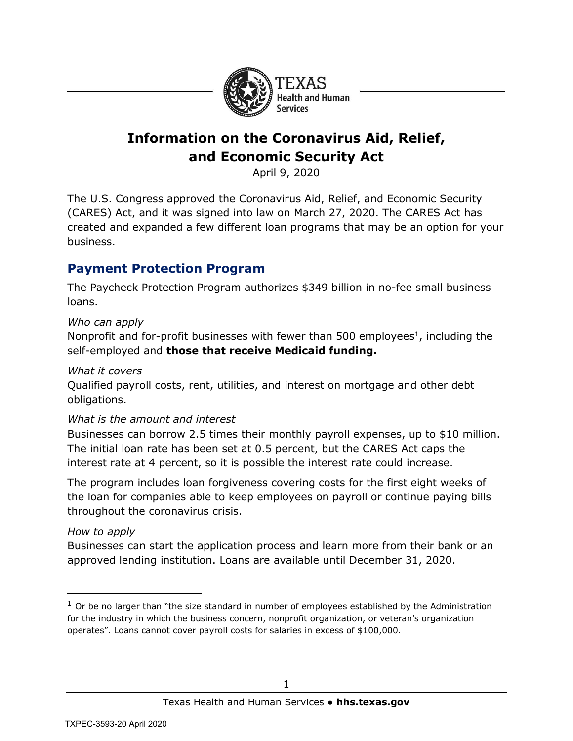# Information on the Coronavirus Aid, Relief, and Economic Security Act

April 9, 2020

The U.S. Congress approved the Coronavirus Aid, Relief, and Economic Security (CARES) Act, and it was signed into law on March 27, 2020. The CARES Act has created and expanded a few different loan programs that may be an option for your business.

## Payment Protection Program

The Paycheck Protection Program authorizes $349 billion in no-fee small business loans.

*Who can apply*

Nonprofit and for-profit businesses with fewer than 500 employees[1], including the self-employed and **those that receive Medicaid funding.**

*What it covers*

Qualified payroll costs, rent, utilities, and interest on mortgage and other debt obligations.

*What is the amount and interest*

Businesses can borrow 2.5 times their monthly payroll expenses, up to $10 million. The initial loan rate has been set at 0.5 percent, but the CARES Act caps the interest rate at 4 percent, so it is possible the interest rate could increase.

The program includes loan forgiveness covering costs for the first eight weeks of the loan for companies able to keep employees on payroll or continue paying bills throughout the coronavirus crisis.

*How to apply*

Businesses can start the application process and learn more from their bank or an approved lending institution. Loans are available until December 31, 2020.

---

[1] Or be no larger than "the size standard in number of employees established by the Administration for the industry in which the business concern, nonprofit organization, or veteran's organization operates". Loans cannot cover payroll costs for salaries in excess of $100,000.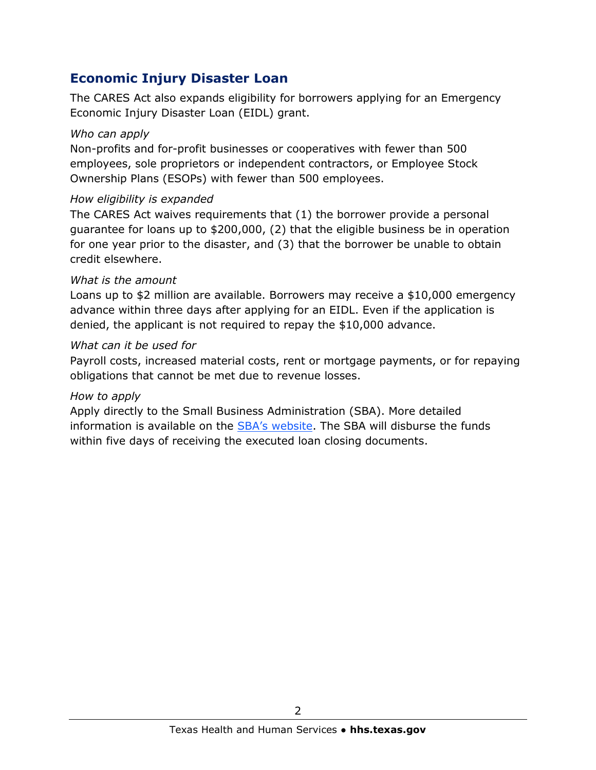## Economic Injury Disaster Loan

The CARES Act also expands eligibility for borrowers applying for an Emergency Economic Injury Disaster Loan (EIDL) grant.

*Who can apply*

Non-profits and for-profit businesses or cooperatives with fewer than 500 employees, sole proprietors or independent contractors, or Employee Stock Ownership Plans (ESOPs) with fewer than 500 employees.

*How eligibility is expanded*

The CARES Act waives requirements that (1) the borrower provide a personal guarantee for loans up to $200,000, (2) that the eligible business be in operation for one year prior to the disaster, and (3) that the borrower be unable to obtain credit elsewhere.

*What is the amount*

Loans up to $2 million are available. Borrowers may receive a $10,000 emergency advance within three days after applying for an EIDL. Even if the application is denied, the applicant is not required to repay the $10,000 advance.

*What can it be used for*

Payroll costs, increased material costs, rent or mortgage payments, or for repaying obligations that cannot be met due to revenue losses.

*How to apply*

Apply directly to the Small Business Administration (SBA). More detailed information is available on the SBA's website. The SBA will disburse the funds within five days of receiving the executed loan closing documents.